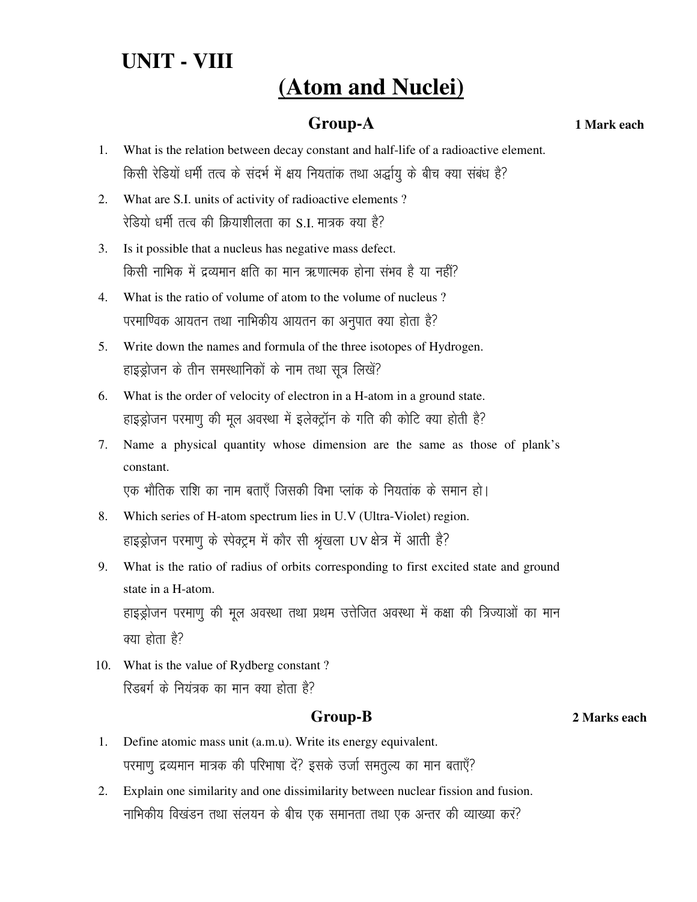# UNIT - VIII

## (Atom and Nuclei)

### Group-A

**1 Mark each**

1. What is the relation between decay constant and half-life of a radioactive element.
   किसी रेडियों धर्मी तत्व के संदर्भ में क्षय नियतांक तथा अर्द्धायु के बीच क्या संबंध है?
2. What are S.I. units of activity of radioactive elements ?
   रेडियो धर्मी तत्व की क्रियाशीलता का S.I. मात्रक क्या है?
3. Is it possible that a nucleus has negative mass defect.
   किसी नाभिक में द्रव्यमान क्षति का मान ऋणात्मक होना संभव है या नहीं?
4. What is the ratio of volume of atom to the volume of nucleus ?
   परमाण्विक आयतन तथा नाभिकीय आयतन का अनुपात क्या होता है?
5. Write down the names and formula of the three isotopes of Hydrogen.
   हाइड्रोजन के तीन समस्थानिकों के नाम तथा सूत्र लिखें?
6. What is the order of velocity of electron in a H-atom in a ground state.
   हाइड्रोजन परमाणु की मूल अवस्था में इलेक्ट्रॉन के गति की कोटि क्या होती है?
7. Name a physical quantity whose dimension are the same as those of plank's constant.
   एक भौतिक राशि का नाम बताएँ जिसकी विभा प्लांक के नियतांक के समान हो।
8. Which series of H-atom spectrum lies in U.V (Ultra-Violet) region.
   हाइड्रोजन परमाणु के स्पेक्ट्रम में कौर सी श्रृंखला UV क्षेत्र में आती है?
9. What is the ratio of radius of orbits corresponding to first excited state and ground state in a H-atom.
   हाइड्रोजन परमाणु की मूल अवस्था तथा प्रथम उत्तेजित अवस्था में कक्षा की त्रिज्याओं का मान क्या होता है?
10. What is the value of Rydberg constant ?
    रिडबर्ग के नियंत्रक का मान क्या होता है?

### Group-B

**2 Marks each**

1. Define atomic mass unit (a.m.u). Write its energy equivalent.
   परमाणु द्रव्यमान मात्रक की परिभाषा दें? इसके उर्जा समतुल्य का मान बताएँ?
2. Explain one similarity and one dissimilarity between nuclear fission and fusion.
   नाभिकीय विखंडन तथा संलयन के बीच एक समानता तथा एक अन्तर की व्याख्या करं?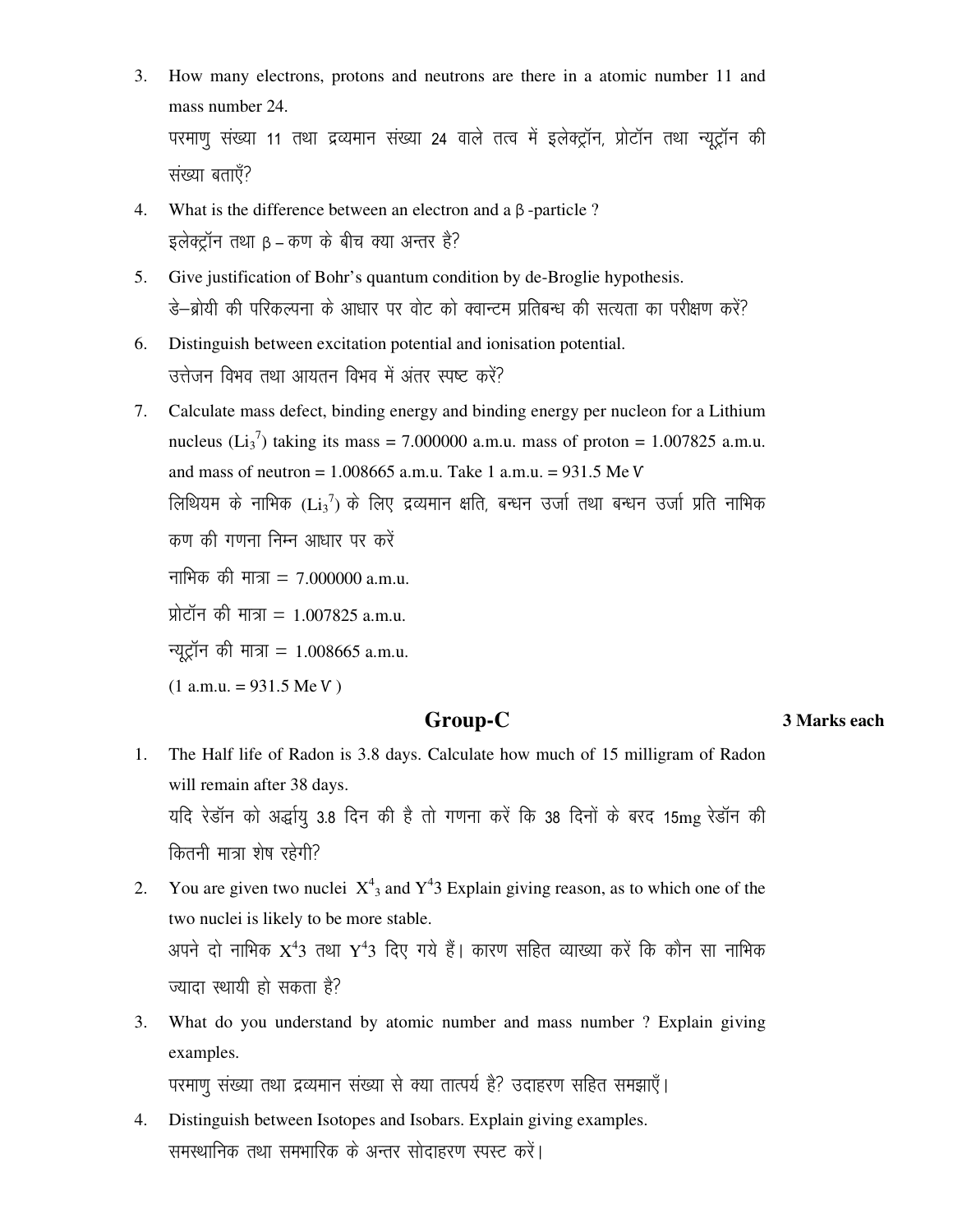3. How many electrons, protons and neutrons are there in a atomic number 11 and mass number 24.

   परमाणु संख्या 11 तथा द्रव्यमान संख्या 24 वाले तत्व में इलेक्ट्रॉन, प्रोटॉन तथा न्यूट्रॉन की संख्या बताएँ?

4. What is the difference between an electron and a $\beta$-particle ?

   इलेक्ट्रॉन तथा $\beta$ – कण के बीच क्या अन्तर है?

5. Give justification of Bohr's quantum condition by de-Broglie hypothesis.

   डे–ब्रोयी की परिकल्पना के आधार पर वोट को क्वान्टम प्रतिबन्ध की सत्यता का परीक्षण करें?

6. Distinguish between excitation potential and ionisation potential.

   उत्तेजन विभव तथा आयतन विभव में अंतर स्पष्ट करें?

7. Calculate mass defect, binding energy and binding energy per nucleon for a Lithium nucleus ($Li_3^7$) taking its mass = 7.000000 a.m.u. mass of proton = 1.007825 a.m.u. and mass of neutron = 1.008665 a.m.u. Take 1 a.m.u. = 931.5 MeV

   लिथियम के नाभिक ($Li_3^7$) के लिए द्रव्यमान क्षति, बन्धन उर्जा तथा बन्धन उर्जा प्रति नाभिक कण की गणना निम्न आधार पर करें

   नाभिक की मात्रा = 7.000000 a.m.u.

   प्रोटॉन की मात्रा = 1.007825 a.m.u.

   न्यूट्रॉन की मात्रा = 1.008665 a.m.u.

   (1 a.m.u. = 931.5 MeV )

## Group-C

**3 Marks each**

1. The Half life of Radon is 3.8 days. Calculate how much of 15 milligram of Radon will remain after 38 days.

   यदि रेडॉन को अर्द्धायु 3.8 दिन की है तो गणना करें कि 38 दिनों के बरद 15mg रेडॉन की कितनी मात्रा शेष रहेगी?

2. You are given two nuclei $X^4{}_3$ and $Y^4$3 Explain giving reason, as to which one of the two nuclei is likely to be more stable.

   अपने दो नाभिक $X^4$3 तथा $Y^4$3 दिए गये हैं। कारण सहित व्याख्या करें कि कौन सा नाभिक ज्यादा स्थायी हो सकता है?

3. What do you understand by atomic number and mass number ? Explain giving examples.

   परमाणु संख्या तथा द्रव्यमान संख्या से क्या तात्पर्य है? उदाहरण सहित समझाएँ।

4. Distinguish between Isotopes and Isobars. Explain giving examples.

   समस्थानिक तथा समभारिक के अन्तर सोदाहरण स्पस्ट करें।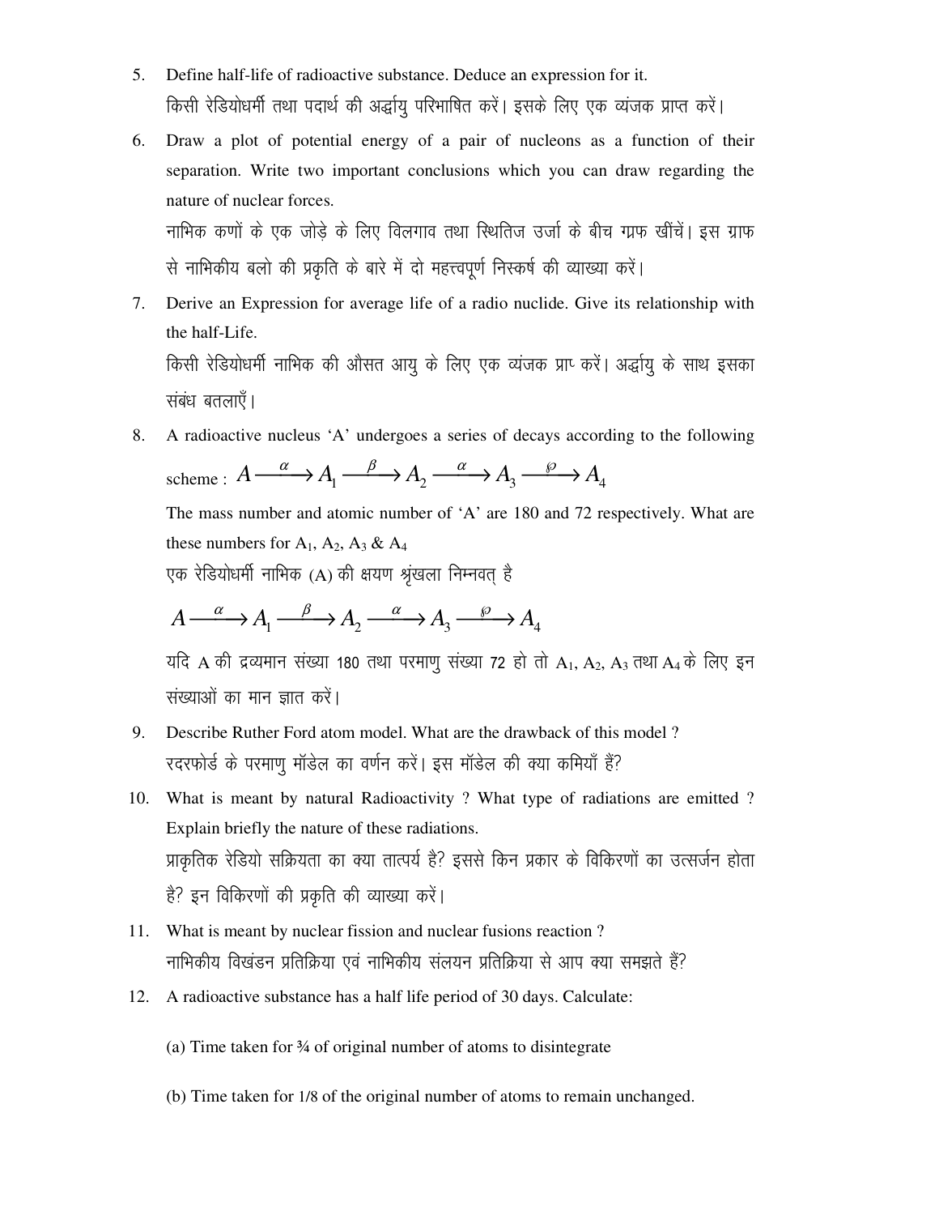5. Define half-life of radioactive substance. Deduce an expression for it.
   किसी रेडियोधर्मी तथा पदार्थ की अर्द्धायु परिभाषित करें। इसके लिए एक व्यंजक प्राप्त करें।

6. Draw a plot of potential energy of a pair of nucleons as a function of their separation. Write two important conclusions which you can draw regarding the nature of nuclear forces.
   नाभिक कणों के एक जोड़े के लिए विलगाव तथा स्थितिज उर्जा के बीच ग्रफ खींचें। इस ग्राफ से नाभिकीय बलो की प्रकृति के बारे में दो महत्त्वपूर्ण निस्कर्ष की व्याख्या करें।

7. Derive an Expression for average life of a radio nuclide. Give its relationship with the half-Life.
   किसी रेडियोधर्मी नाभिक की औसत आयु के लिए एक व्यंजक प्रा॰ करें। अर्द्धायु के साथ इसका संबंध बतलाएँ।

8. A radioactive nucleus 'A' undergoes a series of decays according to the following scheme : $A \xrightarrow{\alpha} A_1 \xrightarrow{\beta} A_2 \xrightarrow{\alpha} A_3 \xrightarrow{\wp} A_4$

   The mass number and atomic number of 'A' are 180 and 72 respectively. What are these numbers for $A_1$, $A_2$, $A_3$ & $A_4$

   एक रेडियोधर्मी नाभिक (A) की क्षयण श्रृंखला निम्नवत् है

   $$A \xrightarrow{\alpha} A_1 \xrightarrow{\beta} A_2 \xrightarrow{\alpha} A_3 \xrightarrow{\wp} A_4$$

   यदि A की द्रव्यमान संख्या 180 तथा परमाणु संख्या 72 हो तो $A_1$, $A_2$, $A_3$ तथा $A_4$ के लिए इन संख्याओं का मान ज्ञात करें।

9. Describe Ruther Ford atom model. What are the drawback of this model ?
   रदरफोर्ड के परमाणु मॉडेल का वर्णन करें। इस मॉडेल की क्या कमियाँ हैं?

10. What is meant by natural Radioactivity ? What type of radiations are emitted ? Explain briefly the nature of these radiations.
    प्राकृतिक रेडियो सक्रियता का क्या तात्पर्य है? इससे किन प्रकार के विकिरणों का उत्सर्जन होता है? इन विकिरणों की प्रकृति की व्याख्या करें।

11. What is meant by nuclear fission and nuclear fusions reaction ?
    नाभिकीय विखंडन प्रतिक्रिया एवं नाभिकीय संलयन प्रतिक्रिया से आप क्या समझते हैं?

12. A radioactive substance has a half life period of 30 days. Calculate:

    (a) Time taken for ¾ of original number of atoms to disintegrate

    (b) Time taken for 1/8 of the original number of atoms to remain unchanged.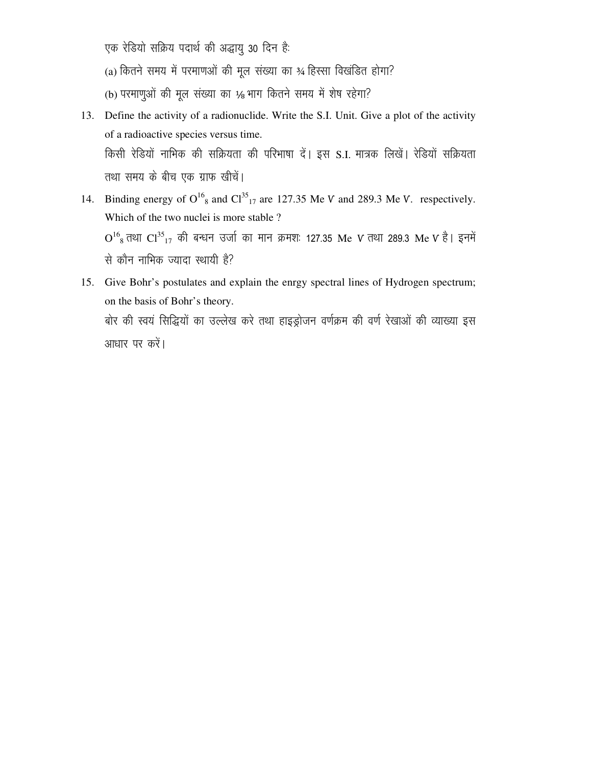एक रेडियो सक्रिय पदार्थ की अर्द्धायु 30 दिन हैः

(a) कितने समय में परमाणओं की मूल संख्या का ¾ हिस्सा विखंडित होगा?

(b) परमाणुओं की मूल संख्या का ⅛ भाग कितने समय में शेष रहेगा?

13. Define the activity of a radionuclide. Write the S.I. Unit. Give a plot of the activity of a radioactive species versus time.

    किसी रेडियों नाभिक की सक्रियता की परिभाषा दें। इस S.I. मात्रक लिखें। रेडियों सक्रियता तथा समय के बीच एक ग्राफ खीचें।

14. Binding energy of $O^{16}{}_{8}$ and $Cl^{35}{}_{17}$ are 127.35 Me V and 289.3 Me V. respectively. Which of the two nuclei is more stable ?

    $O^{16}{}_{8}$ तथा $Cl^{35}{}_{17}$ की बन्धन उर्जा का मान क्रमशः 127.35 Me V तथा 289.3 Me V है। इनमें से कौन नाभिक ज्यादा स्थायी है?

15. Give Bohr's postulates and explain the enrgy spectral lines of Hydrogen spectrum; on the basis of Bohr's theory.

    बोर की स्वयं सिद्धियों का उल्लेख करे तथा हाइड्रोजन वर्णक्रम की वर्ण रेखाओं की व्याख्या इस आधार पर करें।